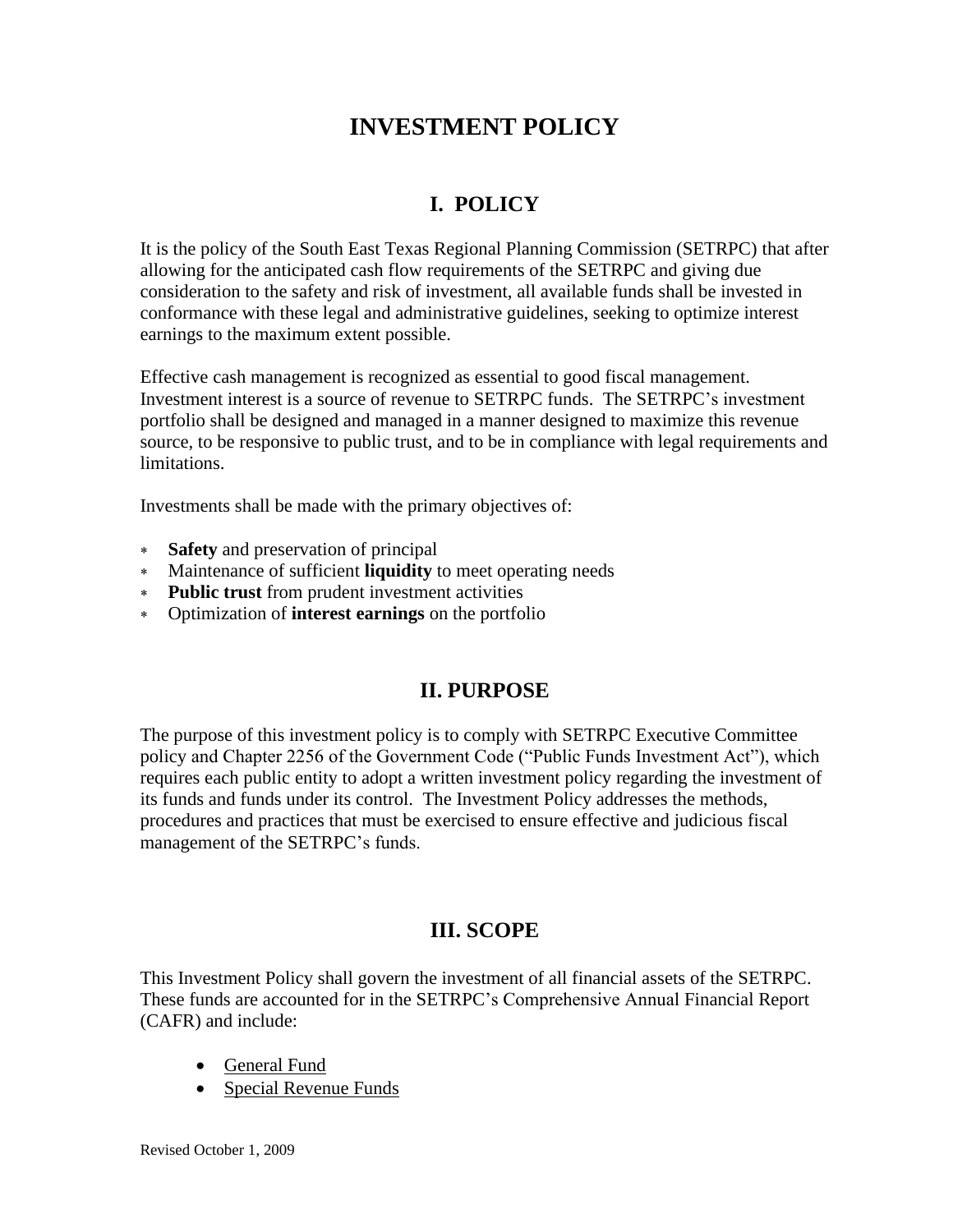# INVESTMENT POLICY

## I. POLICY

It is the policy of the South East Texas Regional Planning Commission (SETRPC) that after allowing for the anticipated cash flow requirements of the SETRPC and giving due consideration to the safety and risk of investment, all available funds shall be invested in conformance with these legal and administrative guidelines, seeking to optimize interest earnings to the maximum extent possible.

Effective cash management is recognized as essential to good fiscal management. Investment interest is a source of revenue to SETRPC funds. The SETRPC's investment portfolio shall be designed and managed in a manner designed to maximize this revenue source, to be responsive to public trust, and to be in compliance with legal requirements and limitations.

Investments shall be made with the primary objectives of:

- **Safety** and preservation of principal
- Maintenance of sufficient **liquidity** to meet operating needs
- **Public trust** from prudent investment activities
- Optimization of **interest earnings** on the portfolio

## II. PURPOSE

The purpose of this investment policy is to comply with SETRPC Executive Committee policy and Chapter 2256 of the Government Code ("Public Funds Investment Act"), which requires each public entity to adopt a written investment policy regarding the investment of its funds and funds under its control. The Investment Policy addresses the methods, procedures and practices that must be exercised to ensure effective and judicious fiscal management of the SETRPC's funds.

## III. SCOPE

This Investment Policy shall govern the investment of all financial assets of the SETRPC. These funds are accounted for in the SETRPC's Comprehensive Annual Financial Report (CAFR) and include:

- General Fund
- Special Revenue Funds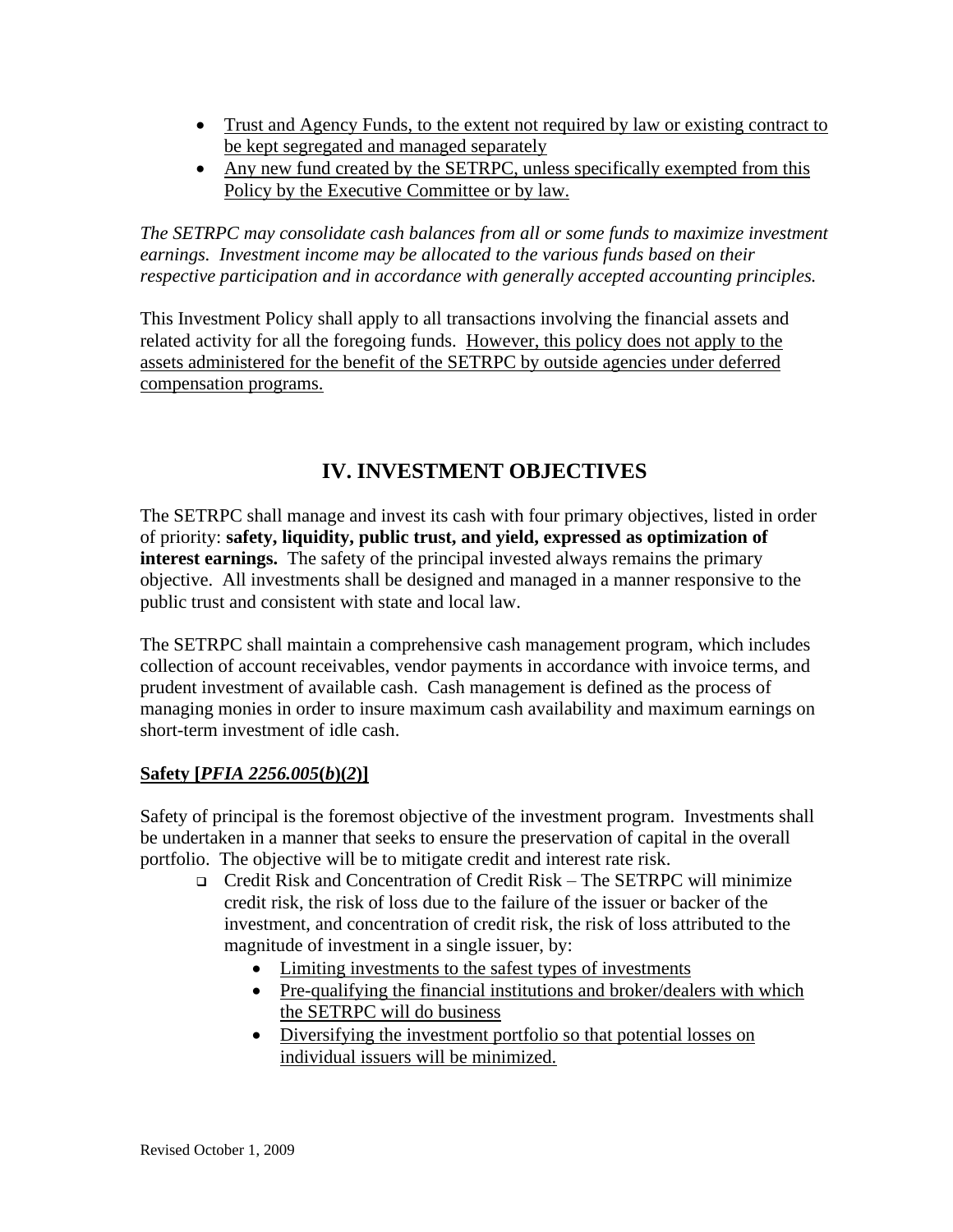- Trust and Agency Funds, to the extent not required by law or existing contract to be kept segregated and managed separately
- Any new fund created by the SETRPC, unless specifically exempted from this Policy by the Executive Committee or by law.

*The SETRPC may consolidate cash balances from all or some funds to maximize investment earnings. Investment income may be allocated to the various funds based on their respective participation and in accordance with generally accepted accounting principles.*

This Investment Policy shall apply to all transactions involving the financial assets and related activity for all the foregoing funds. However, this policy does not apply to the assets administered for the benefit of the SETRPC by outside agencies under deferred compensation programs.

## IV. INVESTMENT OBJECTIVES

The SETRPC shall manage and invest its cash with four primary objectives, listed in order of priority: **safety, liquidity, public trust, and yield, expressed as optimization of interest earnings.** The safety of the principal invested always remains the primary objective. All investments shall be designed and managed in a manner responsive to the public trust and consistent with state and local law.

The SETRPC shall maintain a comprehensive cash management program, which includes collection of account receivables, vendor payments in accordance with invoice terms, and prudent investment of available cash. Cash management is defined as the process of managing monies in order to insure maximum cash availability and maximum earnings on short-term investment of idle cash.

**Safety [*PFIA 2256.005*(*b*)(*2*)]**

Safety of principal is the foremost objective of the investment program. Investments shall be undertaken in a manner that seeks to ensure the preservation of capital in the overall portfolio. The objective will be to mitigate credit and interest rate risk.

- Credit Risk and Concentration of Credit Risk – The SETRPC will minimize credit risk, the risk of loss due to the failure of the issuer or backer of the investment, and concentration of credit risk, the risk of loss attributed to the magnitude of investment in a single issuer, by:
  - Limiting investments to the safest types of investments
  - Pre-qualifying the financial institutions and broker/dealers with which the SETRPC will do business
  - Diversifying the investment portfolio so that potential losses on individual issuers will be minimized.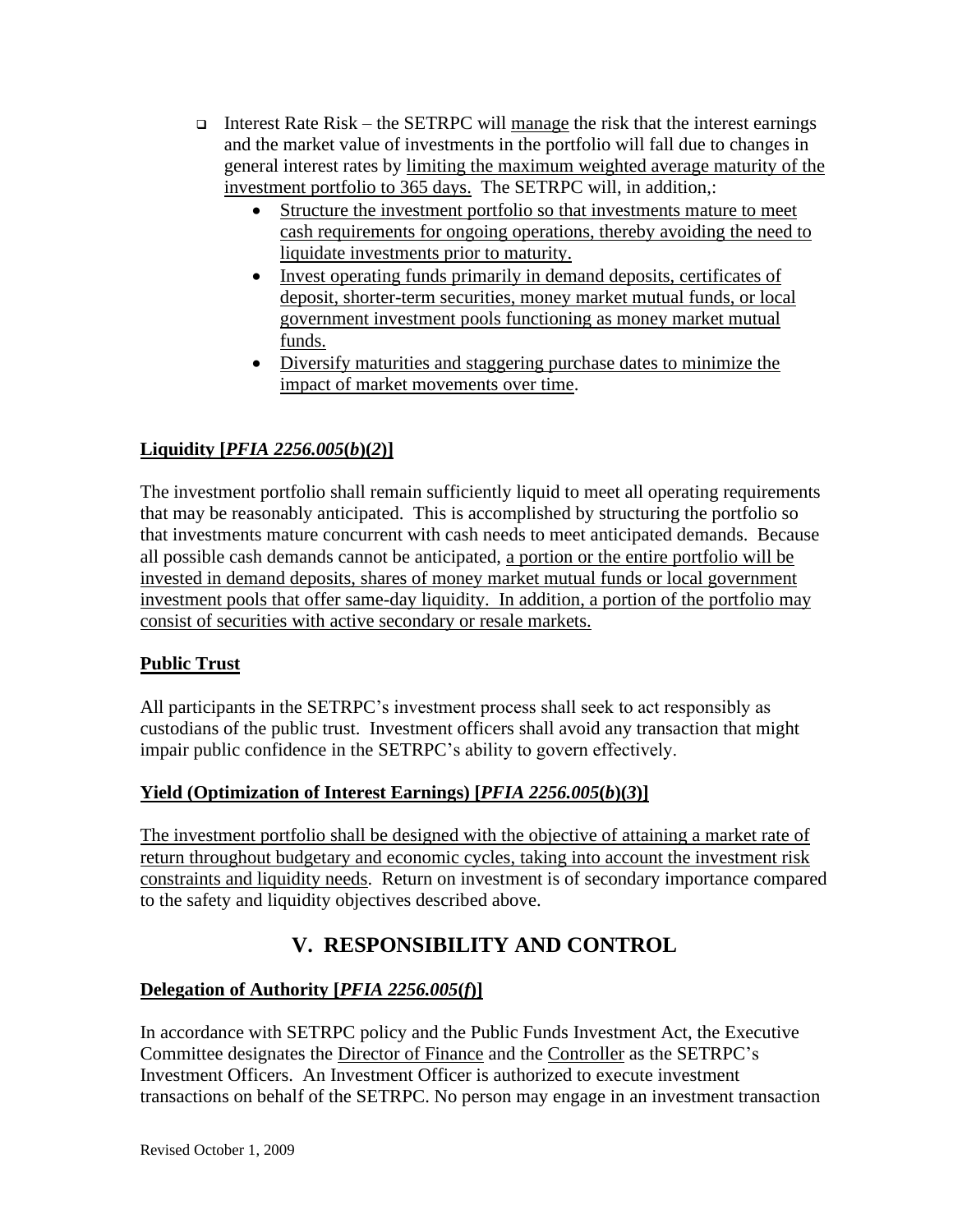- Interest Rate Risk – the SETRPC will <u>manage</u> the risk that the interest earnings and the market value of investments in the portfolio will fall due to changes in general interest rates by <u>limiting the maximum weighted average maturity of the investment portfolio to 365 days.</u> The SETRPC will, in addition,:
  - <u>Structure the investment portfolio so that investments mature to meet cash requirements for ongoing operations, thereby avoiding the need to liquidate investments prior to maturity.</u>
  - <u>Invest operating funds primarily in demand deposits, certificates of deposit, shorter-term securities, money market mutual funds, or local government investment pools functioning as money market mutual funds.</u>
  - <u>Diversify maturities and staggering purchase dates to minimize the impact of market movements over time</u>.

**<u>Liquidity [*PFIA 2256.005(b)(2)*]</u>**

The investment portfolio shall remain sufficiently liquid to meet all operating requirements that may be reasonably anticipated. This is accomplished by structuring the portfolio so that investments mature concurrent with cash needs to meet anticipated demands. Because all possible cash demands cannot be anticipated, <u>a portion or the entire portfolio will be invested in demand deposits, shares of money market mutual funds or local government investment pools that offer same-day liquidity. In addition, a portion of the portfolio may consist of securities with active secondary or resale markets.</u>

**<u>Public Trust</u>**

All participants in the SETRPC's investment process shall seek to act responsibly as custodians of the public trust. Investment officers shall avoid any transaction that might impair public confidence in the SETRPC's ability to govern effectively.

**<u>Yield (Optimization of Interest Earnings) [*PFIA 2256.005(b)(3)*]</u>**

<u>The investment portfolio shall be designed with the objective of attaining a market rate of return throughout budgetary and economic cycles, taking into account the investment risk constraints and liquidity needs</u>. Return on investment is of secondary importance compared to the safety and liquidity objectives described above.

## V. RESPONSIBILITY AND CONTROL

**<u>Delegation of Authority [*PFIA 2256.005(f)*]</u>**

In accordance with SETRPC policy and the Public Funds Investment Act, the Executive Committee designates the <u>Director of Finance</u> and the <u>Controller</u> as the SETRPC's Investment Officers. An Investment Officer is authorized to execute investment transactions on behalf of the SETRPC. No person may engage in an investment transaction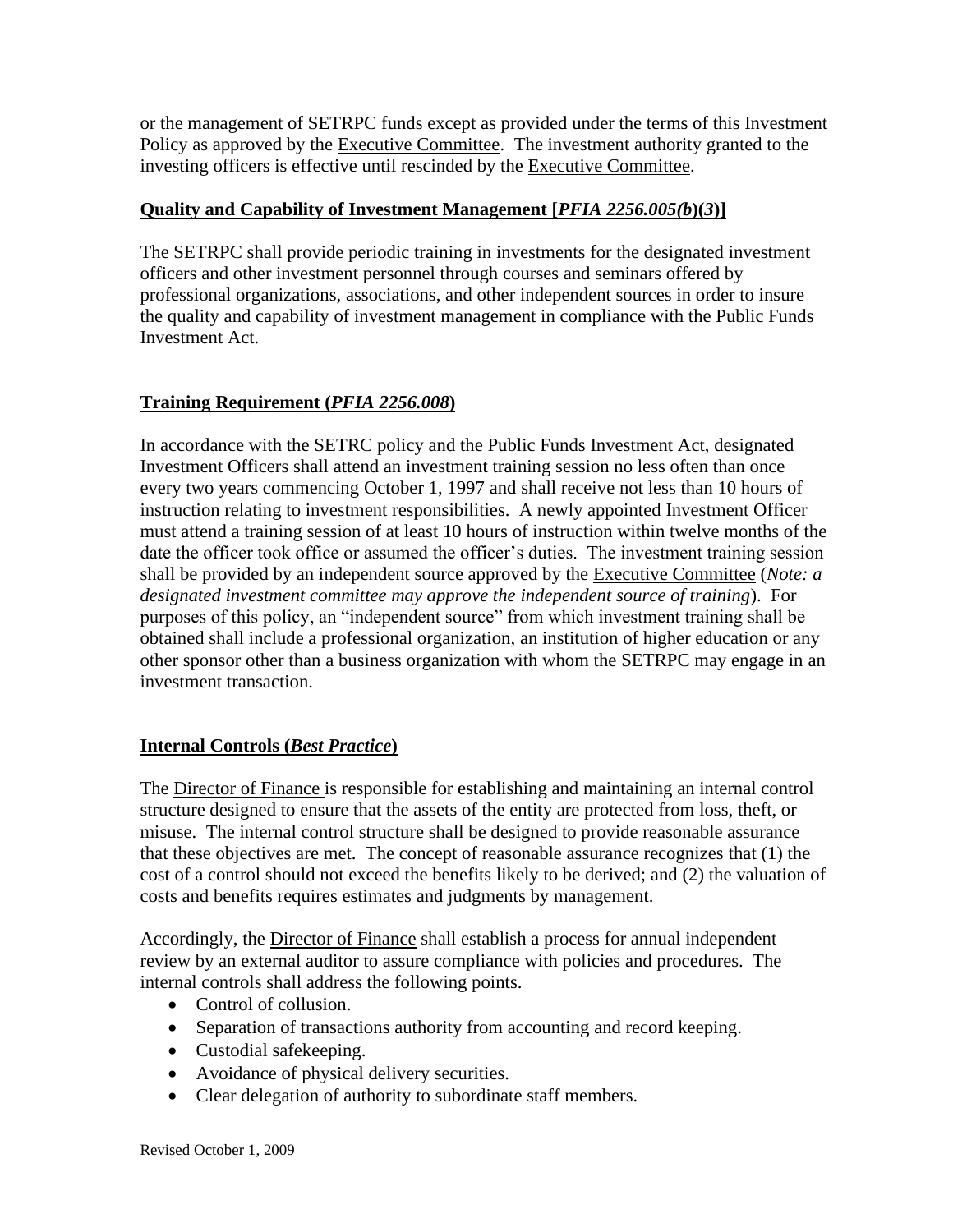or the management of SETRPC funds except as provided under the terms of this Investment Policy as approved by the Executive Committee. The investment authority granted to the investing officers is effective until rescinded by the Executive Committee.

## Quality and Capability of Investment Management [*PFIA 2256.005(b)(3)*]

The SETRPC shall provide periodic training in investments for the designated investment officers and other investment personnel through courses and seminars offered by professional organizations, associations, and other independent sources in order to insure the quality and capability of investment management in compliance with the Public Funds Investment Act.

## Training Requirement (*PFIA 2256.008*)

In accordance with the SETRC policy and the Public Funds Investment Act, designated Investment Officers shall attend an investment training session no less often than once every two years commencing October 1, 1997 and shall receive not less than 10 hours of instruction relating to investment responsibilities. A newly appointed Investment Officer must attend a training session of at least 10 hours of instruction within twelve months of the date the officer took office or assumed the officer's duties. The investment training session shall be provided by an independent source approved by the Executive Committee (*Note: a designated investment committee may approve the independent source of training*). For purposes of this policy, an "independent source" from which investment training shall be obtained shall include a professional organization, an institution of higher education or any other sponsor other than a business organization with whom the SETRPC may engage in an investment transaction.

## Internal Controls (*Best Practice*)

The Director of Finance is responsible for establishing and maintaining an internal control structure designed to ensure that the assets of the entity are protected from loss, theft, or misuse. The internal control structure shall be designed to provide reasonable assurance that these objectives are met. The concept of reasonable assurance recognizes that (1) the cost of a control should not exceed the benefits likely to be derived; and (2) the valuation of costs and benefits requires estimates and judgments by management.

Accordingly, the Director of Finance shall establish a process for annual independent review by an external auditor to assure compliance with policies and procedures. The internal controls shall address the following points.

- Control of collusion.
- Separation of transactions authority from accounting and record keeping.
- Custodial safekeeping.
- Avoidance of physical delivery securities.
- Clear delegation of authority to subordinate staff members.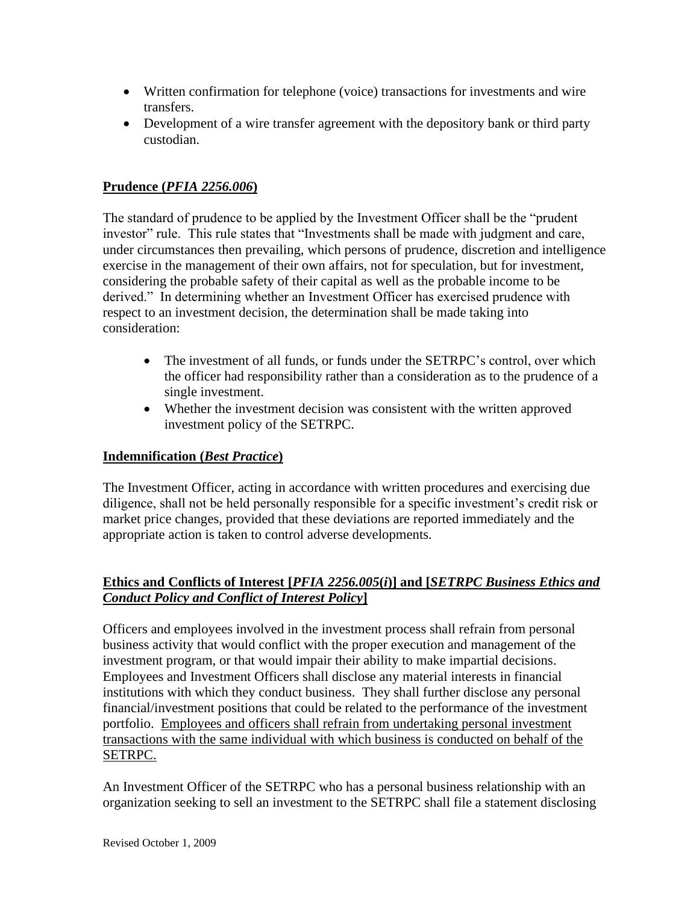- Written confirmation for telephone (voice) transactions for investments and wire transfers.
- Development of a wire transfer agreement with the depository bank or third party custodian.

## Prudence (*PFIA 2256.006*)

The standard of prudence to be applied by the Investment Officer shall be the "prudent investor" rule. This rule states that "Investments shall be made with judgment and care, under circumstances then prevailing, which persons of prudence, discretion and intelligence exercise in the management of their own affairs, not for speculation, but for investment, considering the probable safety of their capital as well as the probable income to be derived." In determining whether an Investment Officer has exercised prudence with respect to an investment decision, the determination shall be made taking into consideration:

- The investment of all funds, or funds under the SETRPC's control, over which the officer had responsibility rather than a consideration as to the prudence of a single investment.
- Whether the investment decision was consistent with the written approved investment policy of the SETRPC.

## Indemnification (*Best Practice*)

The Investment Officer, acting in accordance with written procedures and exercising due diligence, shall not be held personally responsible for a specific investment's credit risk or market price changes, provided that these deviations are reported immediately and the appropriate action is taken to control adverse developments.

## Ethics and Conflicts of Interest [*PFIA 2256.005(i)*] and [*SETRPC Business Ethics and Conduct Policy and Conflict of Interest Policy*]

Officers and employees involved in the investment process shall refrain from personal business activity that would conflict with the proper execution and management of the investment program, or that would impair their ability to make impartial decisions. Employees and Investment Officers shall disclose any material interests in financial institutions with which they conduct business. They shall further disclose any personal financial/investment positions that could be related to the performance of the investment portfolio. Employees and officers shall refrain from undertaking personal investment transactions with the same individual with which business is conducted on behalf of the SETRPC.

An Investment Officer of the SETRPC who has a personal business relationship with an organization seeking to sell an investment to the SETRPC shall file a statement disclosing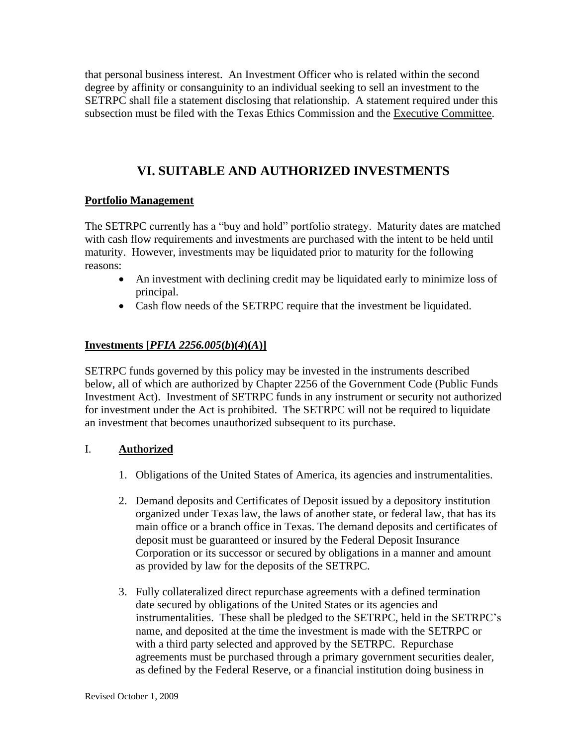that personal business interest. An Investment Officer who is related within the second degree by affinity or consanguinity to an individual seeking to sell an investment to the SETRPC shall file a statement disclosing that relationship. A statement required under this subsection must be filed with the Texas Ethics Commission and the Executive Committee.

## VI. SUITABLE AND AUTHORIZED INVESTMENTS

**Portfolio Management**

The SETRPC currently has a "buy and hold" portfolio strategy. Maturity dates are matched with cash flow requirements and investments are purchased with the intent to be held until maturity. However, investments may be liquidated prior to maturity for the following reasons:

- An investment with declining credit may be liquidated early to minimize loss of principal.
- Cash flow needs of the SETRPC require that the investment be liquidated.

**Investments [*PFIA 2256.005*(*b*)(*4*)(*A*)]**

SETRPC funds governed by this policy may be invested in the instruments described below, all of which are authorized by Chapter 2256 of the Government Code (Public Funds Investment Act). Investment of SETRPC funds in any instrument or security not authorized for investment under the Act is prohibited. The SETRPC will not be required to liquidate an investment that becomes unauthorized subsequent to its purchase.

I. **Authorized**

1. Obligations of the United States of America, its agencies and instrumentalities.

2. Demand deposits and Certificates of Deposit issued by a depository institution organized under Texas law, the laws of another state, or federal law, that has its main office or a branch office in Texas. The demand deposits and certificates of deposit must be guaranteed or insured by the Federal Deposit Insurance Corporation or its successor or secured by obligations in a manner and amount as provided by law for the deposits of the SETRPC.

3. Fully collateralized direct repurchase agreements with a defined termination date secured by obligations of the United States or its agencies and instrumentalities. These shall be pledged to the SETRPC, held in the SETRPC's name, and deposited at the time the investment is made with the SETRPC or with a third party selected and approved by the SETRPC. Repurchase agreements must be purchased through a primary government securities dealer, as defined by the Federal Reserve, or a financial institution doing business in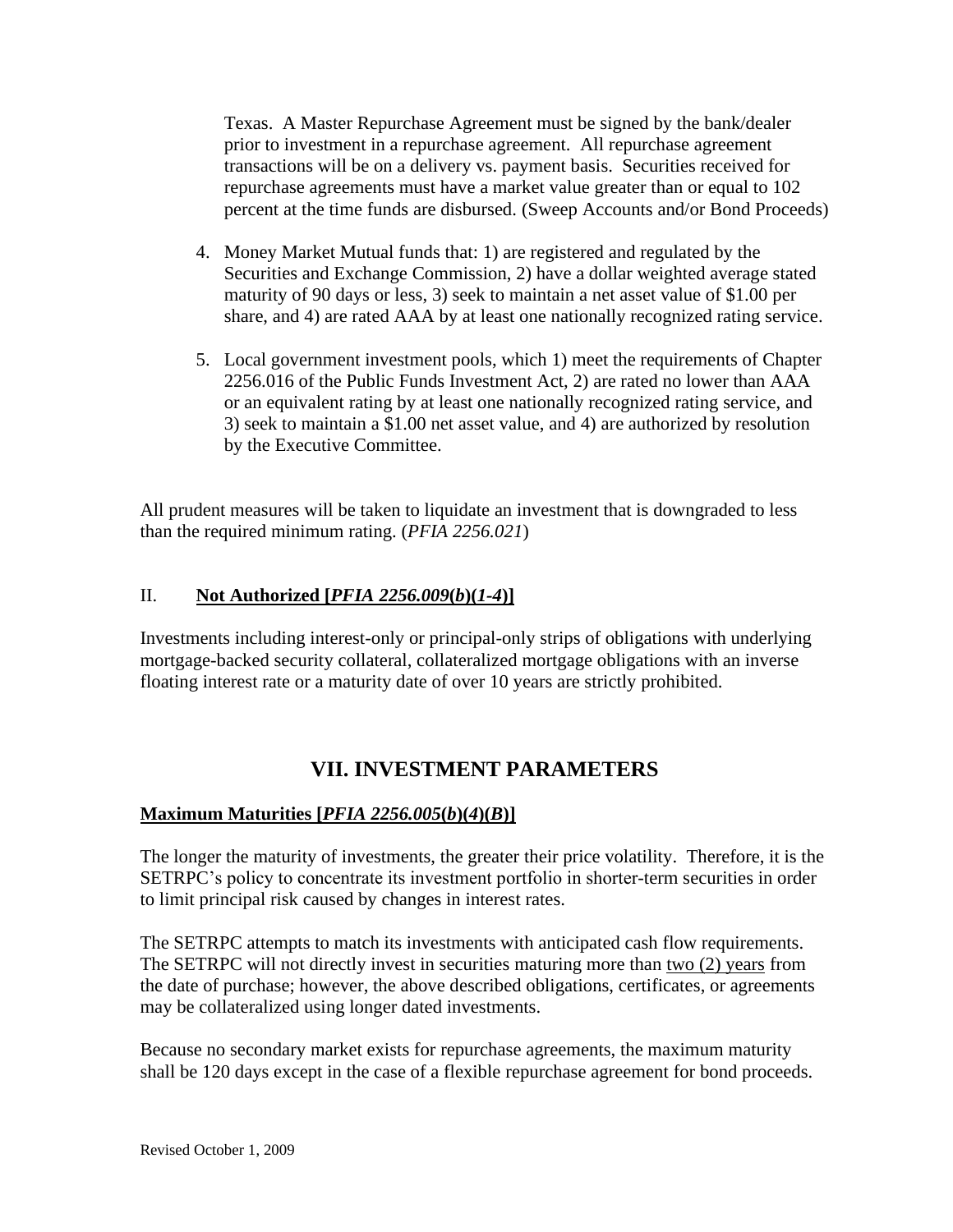Texas. A Master Repurchase Agreement must be signed by the bank/dealer prior to investment in a repurchase agreement. All repurchase agreement transactions will be on a delivery vs. payment basis. Securities received for repurchase agreements must have a market value greater than or equal to 102 percent at the time funds are disbursed. (Sweep Accounts and/or Bond Proceeds)

4. Money Market Mutual funds that: 1) are registered and regulated by the Securities and Exchange Commission, 2) have a dollar weighted average stated maturity of 90 days or less, 3) seek to maintain a net asset value of $1.00 per share, and 4) are rated AAA by at least one nationally recognized rating service.

5. Local government investment pools, which 1) meet the requirements of Chapter 2256.016 of the Public Funds Investment Act, 2) are rated no lower than AAA or an equivalent rating by at least one nationally recognized rating service, and 3) seek to maintain a $1.00 net asset value, and 4) are authorized by resolution by the Executive Committee.

All prudent measures will be taken to liquidate an investment that is downgraded to less than the required minimum rating. (*PFIA 2256.021*)

## II. Not Authorized [*PFIA 2256.009*(*b*)(*1-4*)]

Investments including interest-only or principal-only strips of obligations with underlying mortgage-backed security collateral, collateralized mortgage obligations with an inverse floating interest rate or a maturity date of over 10 years are strictly prohibited.

# VII. INVESTMENT PARAMETERS

**Maximum Maturities [*PFIA 2256.005*(*b*)(*4*)(*B*)]**

The longer the maturity of investments, the greater their price volatility. Therefore, it is the SETRPC's policy to concentrate its investment portfolio in shorter-term securities in order to limit principal risk caused by changes in interest rates.

The SETRPC attempts to match its investments with anticipated cash flow requirements. The SETRPC will not directly invest in securities maturing more than two (2) years from the date of purchase; however, the above described obligations, certificates, or agreements may be collateralized using longer dated investments.

Because no secondary market exists for repurchase agreements, the maximum maturity shall be 120 days except in the case of a flexible repurchase agreement for bond proceeds.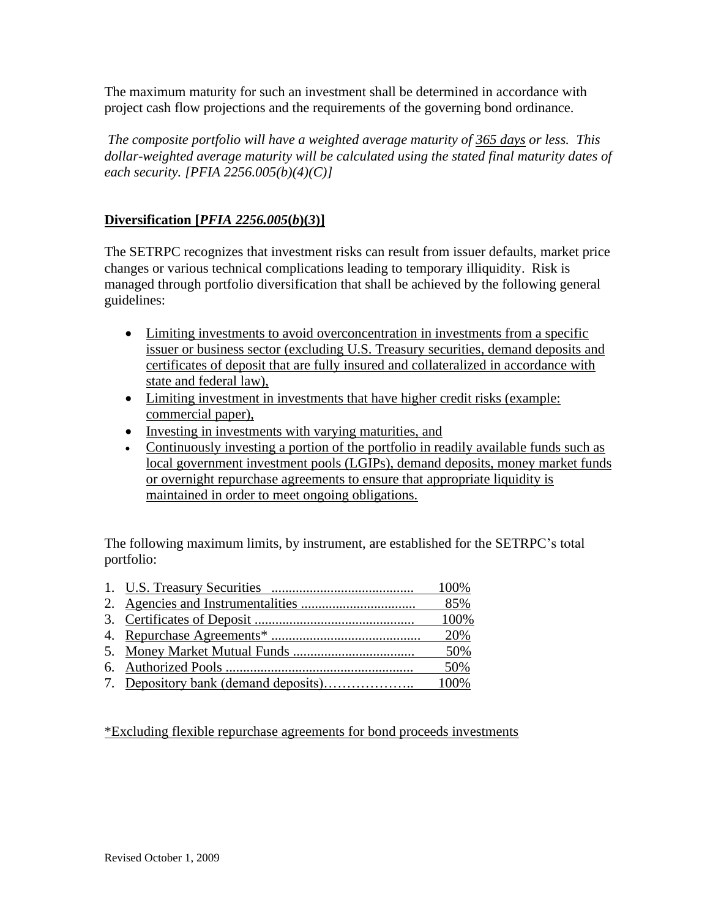The maximum maturity for such an investment shall be determined in accordance with project cash flow projections and the requirements of the governing bond ordinance.

*The composite portfolio will have a weighted average maturity of 365 days or less. This dollar-weighted average maturity will be calculated using the stated final maturity dates of each security. [PFIA 2256.005(b)(4)(C)]*

**Diversification [*PFIA 2256.005*(*b*)(*3*)]**

The SETRPC recognizes that investment risks can result from issuer defaults, market price changes or various technical complications leading to temporary illiquidity. Risk is managed through portfolio diversification that shall be achieved by the following general guidelines:

- Limiting investments to avoid overconcentration in investments from a specific issuer or business sector (excluding U.S. Treasury securities, demand deposits and certificates of deposit that are fully insured and collateralized in accordance with state and federal law),
- Limiting investment in investments that have higher credit risks (example: commercial paper),
- Investing in investments with varying maturities, and
- Continuously investing a portion of the portfolio in readily available funds such as local government investment pools (LGIPs), demand deposits, money market funds or overnight repurchase agreements to ensure that appropriate liquidity is maintained in order to meet ongoing obligations.

The following maximum limits, by instrument, are established for the SETRPC's total portfolio:

1. U.S. Treasury Securities ........................................ 100%
2. Agencies and Instrumentalities ................................ 85%
3. Certificates of Deposit ............................................ 100%
4. Repurchase Agreements* .......................................... 20%
5. Money Market Mutual Funds .................................. 50%
6. Authorized Pools ..................................................... 50%
7. Depository bank (demand deposits)……………….. 100%

*Excluding flexible repurchase agreements for bond proceeds investments

Revised October 1, 2009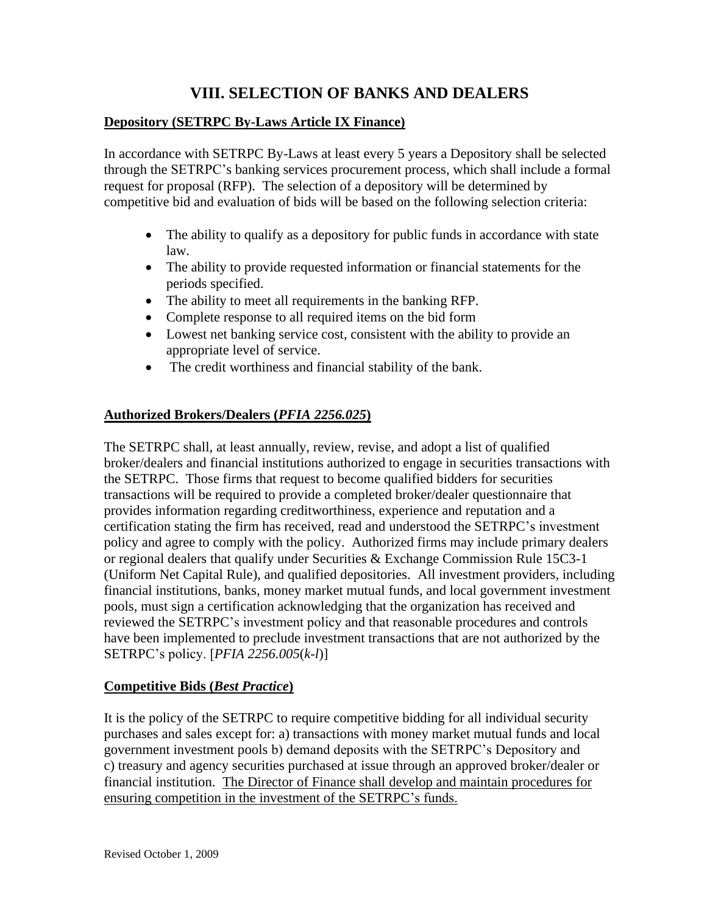# VIII. SELECTION OF BANKS AND DEALERS

**Depository (SETRPC By-Laws Article IX Finance)**

In accordance with SETRPC By-Laws at least every 5 years a Depository shall be selected through the SETRPC's banking services procurement process, which shall include a formal request for proposal (RFP). The selection of a depository will be determined by competitive bid and evaluation of bids will be based on the following selection criteria:

- The ability to qualify as a depository for public funds in accordance with state law.
- The ability to provide requested information or financial statements for the periods specified.
- The ability to meet all requirements in the banking RFP.
- Complete response to all required items on the bid form
- Lowest net banking service cost, consistent with the ability to provide an appropriate level of service.
- The credit worthiness and financial stability of the bank.

**Authorized Brokers/Dealers (*PFIA 2256.025*)**

The SETRPC shall, at least annually, review, revise, and adopt a list of qualified broker/dealers and financial institutions authorized to engage in securities transactions with the SETRPC. Those firms that request to become qualified bidders for securities transactions will be required to provide a completed broker/dealer questionnaire that provides information regarding creditworthiness, experience and reputation and a certification stating the firm has received, read and understood the SETRPC's investment policy and agree to comply with the policy. Authorized firms may include primary dealers or regional dealers that qualify under Securities & Exchange Commission Rule 15C3-1 (Uniform Net Capital Rule), and qualified depositories. All investment providers, including financial institutions, banks, money market mutual funds, and local government investment pools, must sign a certification acknowledging that the organization has received and reviewed the SETRPC's investment policy and that reasonable procedures and controls have been implemented to preclude investment transactions that are not authorized by the SETRPC's policy. [*PFIA 2256.005*(*k-l*)]

**Competitive Bids (*Best Practice*)**

It is the policy of the SETRPC to require competitive bidding for all individual security purchases and sales except for: a) transactions with money market mutual funds and local government investment pools b) demand deposits with the SETRPC's Depository and c) treasury and agency securities purchased at issue through an approved broker/dealer or financial institution. <u>The Director of Finance shall develop and maintain procedures for ensuring competition in the investment of the SETRPC's funds.</u>

Revised October 1, 2009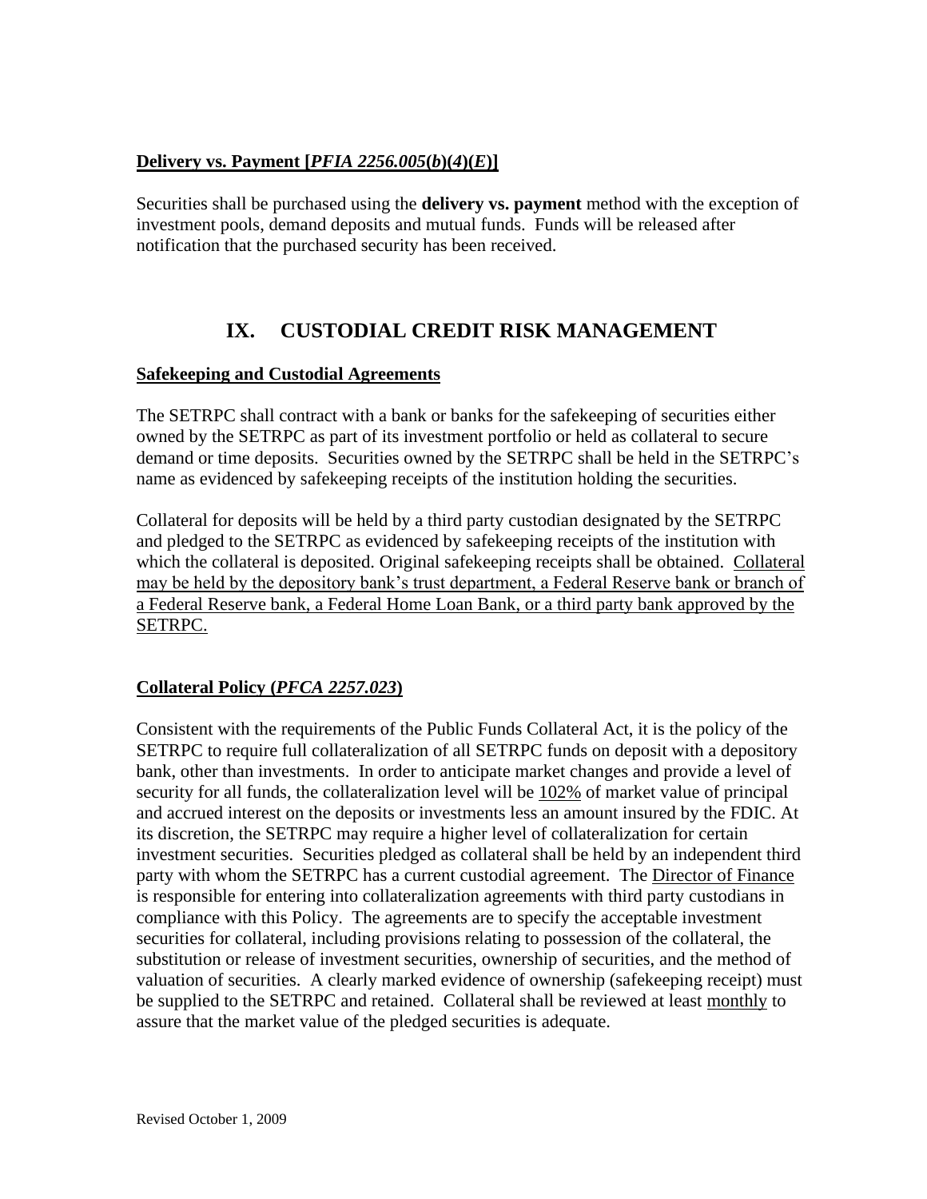**Delivery vs. Payment [*PFIA 2256.005(b)(4)(E)*]**

Securities shall be purchased using the **delivery vs. payment** method with the exception of investment pools, demand deposits and mutual funds. Funds will be released after notification that the purchased security has been received.

## IX. CUSTODIAL CREDIT RISK MANAGEMENT

**Safekeeping and Custodial Agreements**

The SETRPC shall contract with a bank or banks for the safekeeping of securities either owned by the SETRPC as part of its investment portfolio or held as collateral to secure demand or time deposits. Securities owned by the SETRPC shall be held in the SETRPC's name as evidenced by safekeeping receipts of the institution holding the securities.

Collateral for deposits will be held by a third party custodian designated by the SETRPC and pledged to the SETRPC as evidenced by safekeeping receipts of the institution with which the collateral is deposited. Original safekeeping receipts shall be obtained. Collateral may be held by the depository bank's trust department, a Federal Reserve bank or branch of a Federal Reserve bank, a Federal Home Loan Bank, or a third party bank approved by the SETRPC.

**Collateral Policy (*PFCA 2257.023*)**

Consistent with the requirements of the Public Funds Collateral Act, it is the policy of the SETRPC to require full collateralization of all SETRPC funds on deposit with a depository bank, other than investments. In order to anticipate market changes and provide a level of security for all funds, the collateralization level will be 102% of market value of principal and accrued interest on the deposits or investments less an amount insured by the FDIC. At its discretion, the SETRPC may require a higher level of collateralization for certain investment securities. Securities pledged as collateral shall be held by an independent third party with whom the SETRPC has a current custodial agreement. The Director of Finance is responsible for entering into collateralization agreements with third party custodians in compliance with this Policy. The agreements are to specify the acceptable investment securities for collateral, including provisions relating to possession of the collateral, the substitution or release of investment securities, ownership of securities, and the method of valuation of securities. A clearly marked evidence of ownership (safekeeping receipt) must be supplied to the SETRPC and retained. Collateral shall be reviewed at least monthly to assure that the market value of the pledged securities is adequate.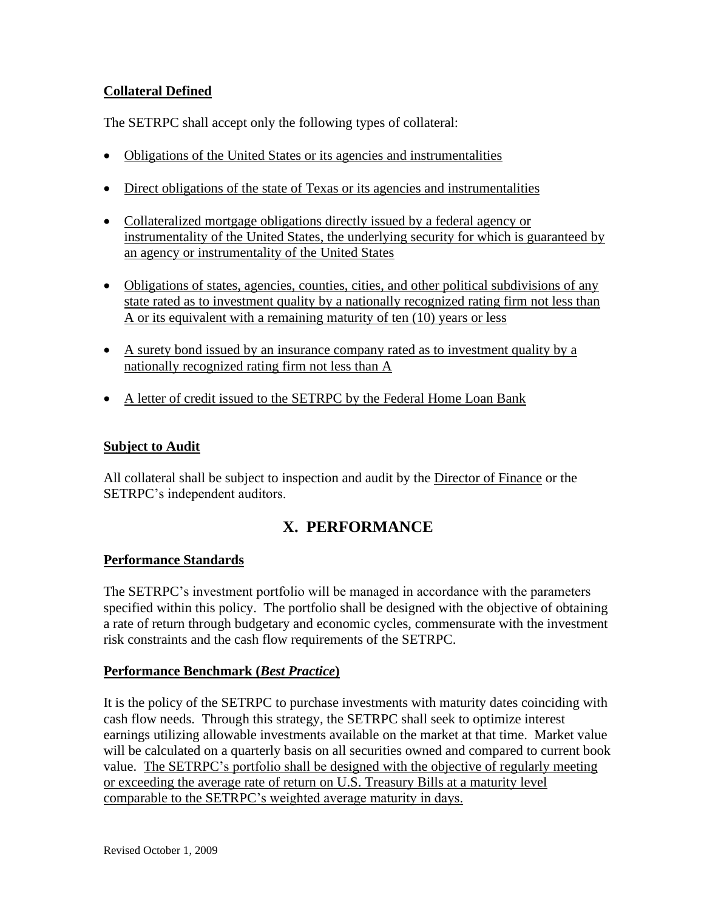**Collateral Defined**

The SETRPC shall accept only the following types of collateral:

- Obligations of the United States or its agencies and instrumentalities
- Direct obligations of the state of Texas or its agencies and instrumentalities
- Collateralized mortgage obligations directly issued by a federal agency or instrumentality of the United States, the underlying security for which is guaranteed by an agency or instrumentality of the United States
- Obligations of states, agencies, counties, cities, and other political subdivisions of any state rated as to investment quality by a nationally recognized rating firm not less than A or its equivalent with a remaining maturity of ten (10) years or less
- A surety bond issued by an insurance company rated as to investment quality by a nationally recognized rating firm not less than A
- A letter of credit issued to the SETRPC by the Federal Home Loan Bank

**Subject to Audit**

All collateral shall be subject to inspection and audit by the Director of Finance or the SETRPC's independent auditors.

## X. PERFORMANCE

**Performance Standards**

The SETRPC's investment portfolio will be managed in accordance with the parameters specified within this policy. The portfolio shall be designed with the objective of obtaining a rate of return through budgetary and economic cycles, commensurate with the investment risk constraints and the cash flow requirements of the SETRPC.

**Performance Benchmark (*Best Practice*)**

It is the policy of the SETRPC to purchase investments with maturity dates coinciding with cash flow needs. Through this strategy, the SETRPC shall seek to optimize interest earnings utilizing allowable investments available on the market at that time. Market value will be calculated on a quarterly basis on all securities owned and compared to current book value. The SETRPC's portfolio shall be designed with the objective of regularly meeting or exceeding the average rate of return on U.S. Treasury Bills at a maturity level comparable to the SETRPC's weighted average maturity in days.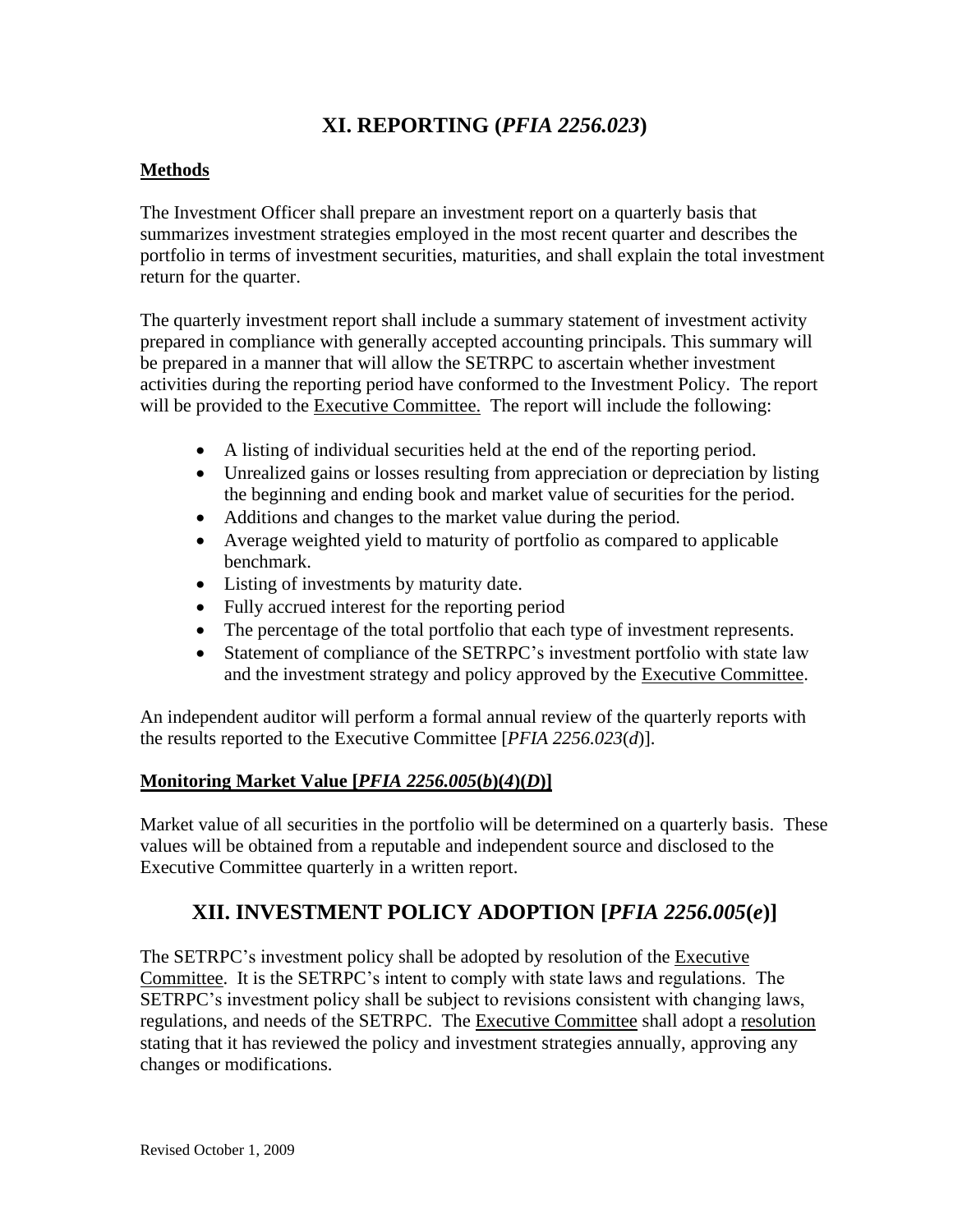# XI. REPORTING (*PFIA 2256.023*)

**Methods**

The Investment Officer shall prepare an investment report on a quarterly basis that summarizes investment strategies employed in the most recent quarter and describes the portfolio in terms of investment securities, maturities, and shall explain the total investment return for the quarter.

The quarterly investment report shall include a summary statement of investment activity prepared in compliance with generally accepted accounting principals. This summary will be prepared in a manner that will allow the SETRPC to ascertain whether investment activities during the reporting period have conformed to the Investment Policy. The report will be provided to the Executive Committee. The report will include the following:

- A listing of individual securities held at the end of the reporting period.
- Unrealized gains or losses resulting from appreciation or depreciation by listing the beginning and ending book and market value of securities for the period.
- Additions and changes to the market value during the period.
- Average weighted yield to maturity of portfolio as compared to applicable benchmark.
- Listing of investments by maturity date.
- Fully accrued interest for the reporting period
- The percentage of the total portfolio that each type of investment represents.
- Statement of compliance of the SETRPC's investment portfolio with state law and the investment strategy and policy approved by the Executive Committee.

An independent auditor will perform a formal annual review of the quarterly reports with the results reported to the Executive Committee [*PFIA 2256.023*(*d*)].

**Monitoring Market Value [*PFIA 2256.005*(*b*)(*4*)(*D*)]**

Market value of all securities in the portfolio will be determined on a quarterly basis. These values will be obtained from a reputable and independent source and disclosed to the Executive Committee quarterly in a written report.

# XII. INVESTMENT POLICY ADOPTION [*PFIA 2256.005*(*e*)]

The SETRPC's investment policy shall be adopted by resolution of the Executive Committee. It is the SETRPC's intent to comply with state laws and regulations. The SETRPC's investment policy shall be subject to revisions consistent with changing laws, regulations, and needs of the SETRPC. The Executive Committee shall adopt a resolution stating that it has reviewed the policy and investment strategies annually, approving any changes or modifications.

Revised October 1, 2009